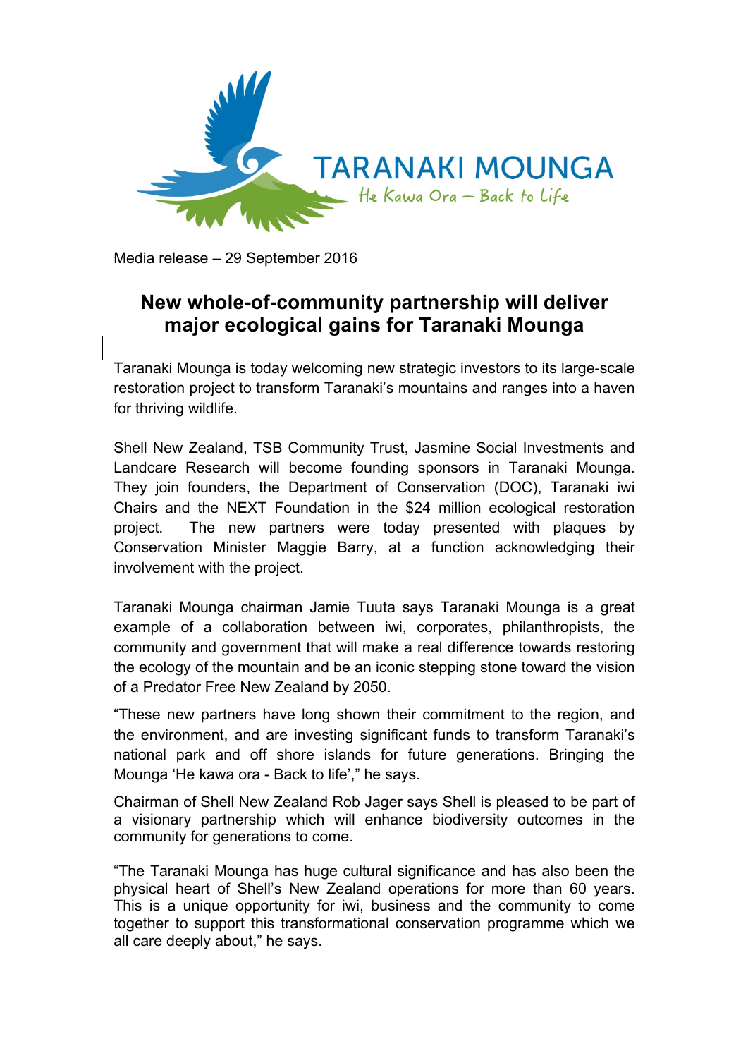TARANAKI MOUNGA

He Kawa Ora – Back to Life

Media release – 29 September 2016

# New whole-of-community partnership will deliver major ecological gains for Taranaki Mounga

Taranaki Mounga is today welcoming new strategic investors to its large-scale restoration project to transform Taranaki's mountains and ranges into a haven for thriving wildlife.

Shell New Zealand, TSB Community Trust, Jasmine Social Investments and Landcare Research will become founding sponsors in Taranaki Mounga. They join founders, the Department of Conservation (DOC), Taranaki iwi Chairs and the NEXT Foundation in the $24 million ecological restoration project. The new partners were today presented with plaques by Conservation Minister Maggie Barry, at a function acknowledging their involvement with the project.

Taranaki Mounga chairman Jamie Tuuta says Taranaki Mounga is a great example of a collaboration between iwi, corporates, philanthropists, the community and government that will make a real difference towards restoring the ecology of the mountain and be an iconic stepping stone toward the vision of a Predator Free New Zealand by 2050.

"These new partners have long shown their commitment to the region, and the environment, and are investing significant funds to transform Taranaki's national park and off shore islands for future generations. Bringing the Mounga 'He kawa ora - Back to life'," he says.

Chairman of Shell New Zealand Rob Jager says Shell is pleased to be part of a visionary partnership which will enhance biodiversity outcomes in the community for generations to come.

"The Taranaki Mounga has huge cultural significance and has also been the physical heart of Shell's New Zealand operations for more than 60 years. This is a unique opportunity for iwi, business and the community to come together to support this transformational conservation programme which we all care deeply about," he says.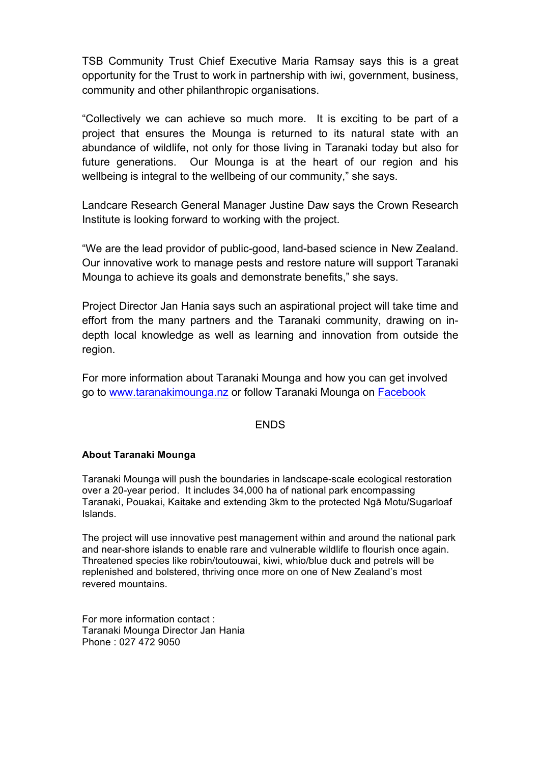TSB Community Trust Chief Executive Maria Ramsay says this is a great opportunity for the Trust to work in partnership with iwi, government, business, community and other philanthropic organisations.

"Collectively we can achieve so much more. It is exciting to be part of a project that ensures the Mounga is returned to its natural state with an abundance of wildlife, not only for those living in Taranaki today but also for future generations. Our Mounga is at the heart of our region and his wellbeing is integral to the wellbeing of our community," she says.

Landcare Research General Manager Justine Daw says the Crown Research Institute is looking forward to working with the project.

"We are the lead providor of public-good, land-based science in New Zealand. Our innovative work to manage pests and restore nature will support Taranaki Mounga to achieve its goals and demonstrate benefits," she says.

Project Director Jan Hania says such an aspirational project will take time and effort from the many partners and the Taranaki community, drawing on in-depth local knowledge as well as learning and innovation from outside the region.

For more information about Taranaki Mounga and how you can get involved go to [www.taranakimounga.nz](http://www.taranakimounga.nz) or follow Taranaki Mounga on [Facebook]()

ENDS

**About Taranaki Mounga**

Taranaki Mounga will push the boundaries in landscape-scale ecological restoration over a 20-year period. It includes 34,000 ha of national park encompassing Taranaki, Pouakai, Kaitake and extending 3km to the protected Ngā Motu/Sugarloaf Islands.

The project will use innovative pest management within and around the national park and near-shore islands to enable rare and vulnerable wildlife to flourish once again. Threatened species like robin/toutouwai, kiwi, whio/blue duck and petrels will be replenished and bolstered, thriving once more on one of New Zealand's most revered mountains.

For more information contact :
Taranaki Mounga Director Jan Hania
Phone : 027 472 9050